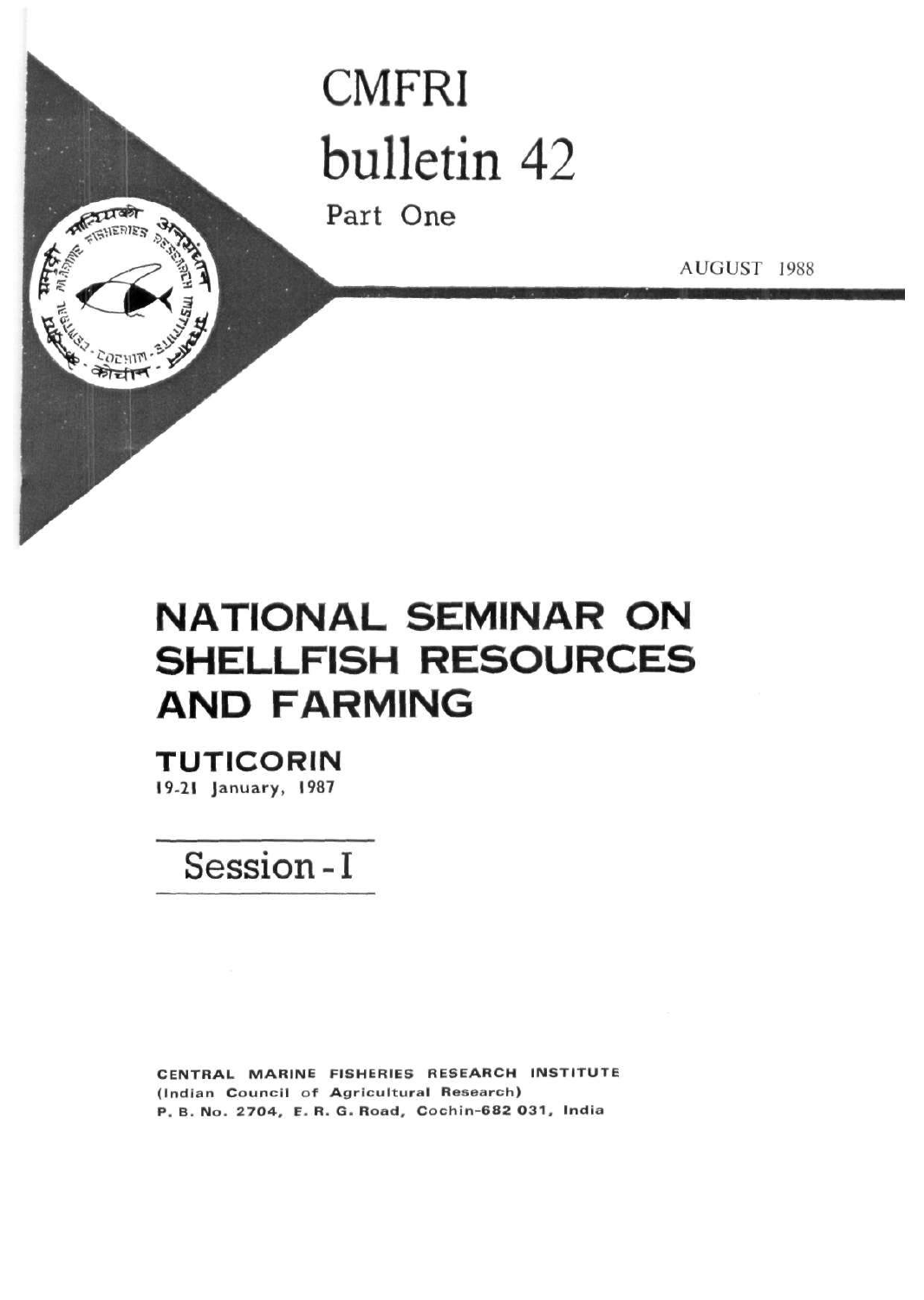# CMFRI bulletin 42

Part One

AUGUST 1988

# NATIONAL SEMINAR ON SHELLFISH RESOURCES AND FARMING

**TUTICORIN**

19-21 January, 1987

## Session - I

CENTRAL MARINE FISHERIES RESEARCH INSTITUTE
(Indian Council of Agricultural Research)
P. B. No. 2704, E. R. G. Road, Cochin-682 031, India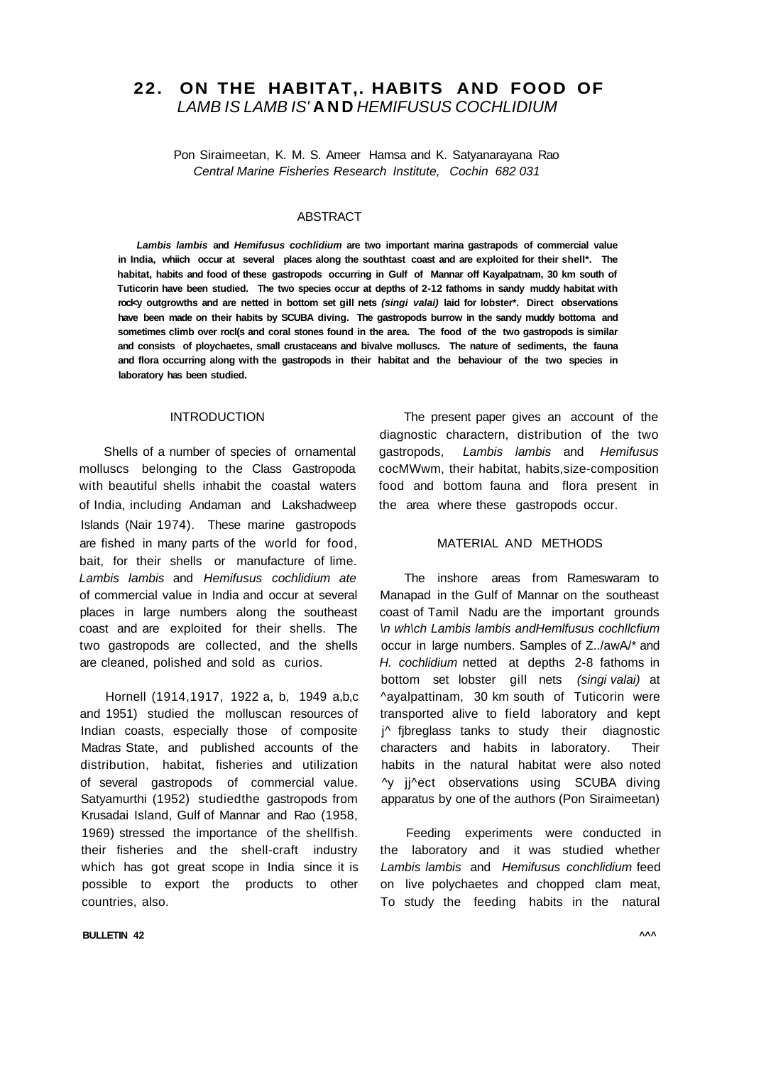# 22. ON THE HABITAT,. HABITS AND FOOD OF *LAMB IS LAMB IS'* AND *HEMIFUSUS COCHLIDIUM*

Pon Siraimeetan, K. M. S. Ameer Hamsa and K. Satyanarayana Rao
*Central Marine Fisheries Research Institute, Cochin 682 031*

## ABSTRACT

***Lambis lambis*** **and** ***Hemifusus cochlidium*** **are two important marina gastropods of commercial value in India, whiich occur at several places along the southtast coast and are exploited for their shell\*. The habitat, habits and food of these gastropods occurring in Gulf of Mannar off Kayalpatnam, 30 km south of Tuticorin have been studied. The two species occur at depths of 2-12 fathoms in sandy muddy habitat with rock<y outgrowths and are netted in bottom set gill nets** ***(singi valai)*** **laid for lobster\*. Direct observations have been made on their habits by SCUBA diving. The gastropods burrow in the sandy muddy bottoma and sometimes climb over rocl(s and coral stones found in the area. The food of the two gastropods is similar and consists of ploychaetes, small crustaceans and bivalve molluscs. The nature of sediments, the fauna and flora occurring along with the gastropods in their habitat and the behaviour of the two species in laboratory has been studied.**

## INTRODUCTION

Shells of a number of species of ornamental molluscs belonging to the Class Gastropoda with beautiful shells inhabit the coastal waters of India, including Andaman and Lakshadweep Islands (Nair 1974). These marine gastropods are fished in many parts of the world for food, bait, for their shells or manufacture of lime. *Lambis lambis* and *Hemifusus cochlidium ate* of commercial value in India and occur at several places in large numbers along the southeast coast and are exploited for their shells. The two gastropods are collected, and the shells are cleaned, polished and sold as curios.

Hornell (1914,1917, 1922 a, b, 1949 a,b,c and 1951) studied the molluscan resources of Indian coasts, especially those of composite Madras State, and published accounts of the distribution, habitat, fisheries and utilization of several gastropods of commercial value. Satyamurthi (1952) studiedthe gastropods from Krusadai Island, Gulf of Mannar and Rao (1958, 1969) stressed the importance of the shellfish. their fisheries and the shell-craft industry which has got great scope in India since it is possible to export the products to other countries, also.

The present paper gives an account of the diagnostic charactern, distribution of the two gastropods, *Lambis lambis* and *Hemifusus cocMWwm*, their habitat, habits,size-composition food and bottom fauna and flora present in the area where these gastropods occur.

## MATERIAL AND METHODS

The inshore areas from Rameswaram to Manapad in the Gulf of Mannar on the southeast coast of Tamil Nadu are the important grounds *\n wh\ch Lambis lambis andHemlfusus cochllcfium* occur in large numbers. Samples of *Z../awA/\** and *H. cochlidium* netted at depths 2-8 fathoms in bottom set lobster gill nets *(singi valai)* at ^ayalpattinam, 30 km south of Tuticorin were transported alive to field laboratory and kept j^ fjbreglass tanks to study their diagnostic characters and habits in laboratory. Their habits in the natural habitat were also noted ^y jj^ect observations using SCUBA diving apparatus by one of the authors (Pon Siraimeetan)

Feeding experiments were conducted in the laboratory and it was studied whether *Lambis lambis* and *Hemifusus conchlidium* feed on live polychaetes and chopped clam meat, To study the feeding habits in the natural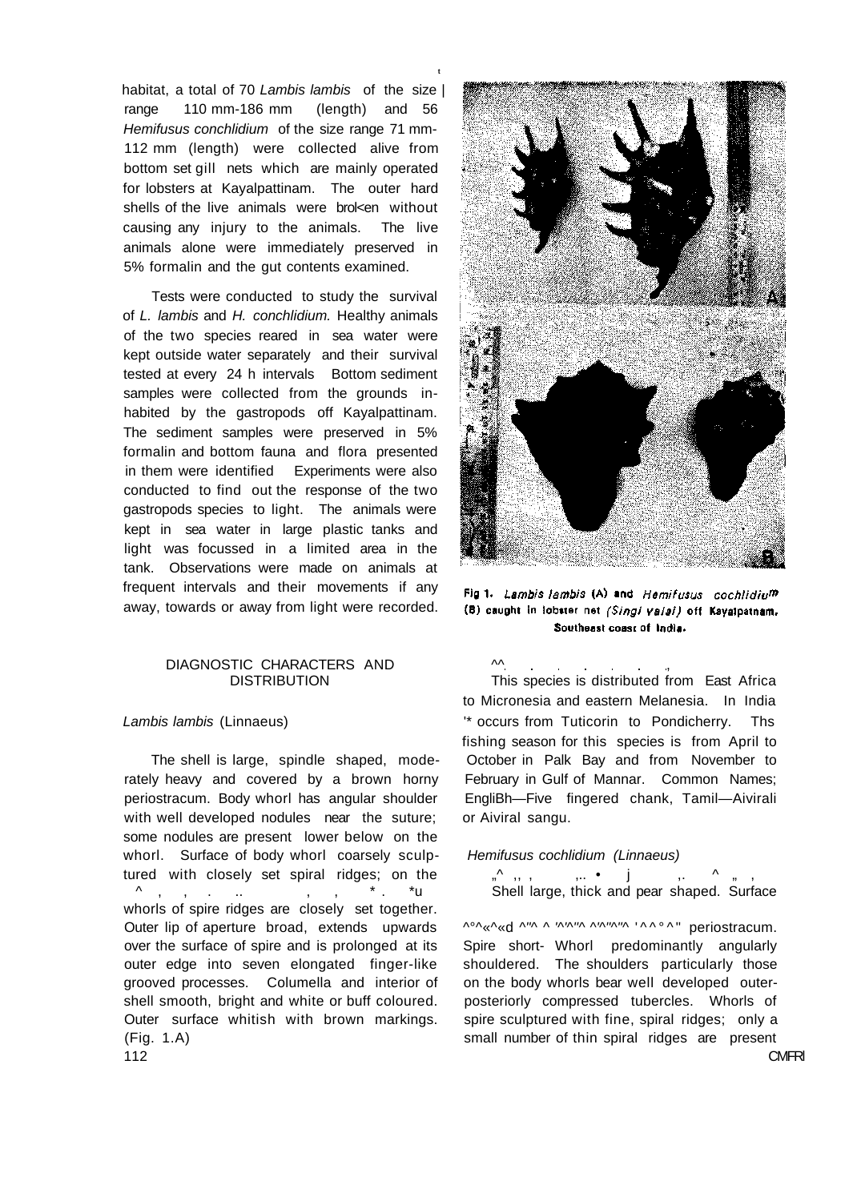habitat, a total of 70 *Lambis lambis* of the size range 110 mm-186 mm (length) and 56 *Hemifusus conchlidium* of the size range 71 mm-112 mm (length) were collected alive from bottom set gill nets which are mainly operated for lobsters at Kayalpattinam. The outer hard shells of the live animals were broken without causing any injury to the animals. The live animals alone were immediately preserved in 5% formalin and the gut contents examined.

Tests were conducted to study the survival of *L. lambis* and *H. conchlidium.* Healthy animals of the two species reared in sea water were kept outside water separately and their survival tested at every 24 h intervals Bottom sediment samples were collected from the grounds inhabited by the gastropods off Kayalpattinam. The sediment samples were preserved in 5% formalin and bottom fauna and flora presented in them were identified Experiments were also conducted to find out the response of the two gastropods species to light. The animals were kept in sea water in large plastic tanks and light was focussed in a limited area in the tank. Observations were made on animals at frequent intervals and their movements if any away, towards or away from light were recorded.

Fig 1. *Lambis lambis* (A) and *Hemifusus cochlidium* (B) caught in lobster net *(Singi valai)* off Kayalpatnam, Southeast coast of India.

## DIAGNOSTIC CHARACTERS AND DISTRIBUTION

### *Lambis lambis* (Linnaeus)

The shell is large, spindle shaped, moderately heavy and covered by a brown horny periostracum. Body whorl has angular shoulder with well developed nodules near the suture; some nodules are present lower below on the whorl. Surface of body whorl coarsely sculptured with closely set spiral ridges; on the whorls of spire ridges are closely set together. Outer lip of aperture broad, extends upwards over the surface of spire and is prolonged at its outer edge into seven elongated finger-like grooved processes. Columella and interior of shell smooth, bright and white or buff coloured. Outer surface whitish with brown markings. (Fig. 1.A)

This species is distributed from East Africa to Micronesia and eastern Melanesia. In India it occurs from Tuticorin to Pondicherry. The fishing season for this species is from April to October in Palk Bay and from November to February in Gulf of Mannar. Common Names; English—Five fingered chank, Tamil—Aivirali or Aiviral sangu.

### *Hemifusus cochlidium* (Linnaeus)

Shell large, thick and pear shaped. Surface ... periostracum. Spire short- Whorl predominantly angularly shouldered. The shoulders particularly those on the body whorls bear well developed outer-posteriorly compressed tubercles. Whorls of spire sculptured with fine, spiral ridges; only a small number of thin spiral ridges are present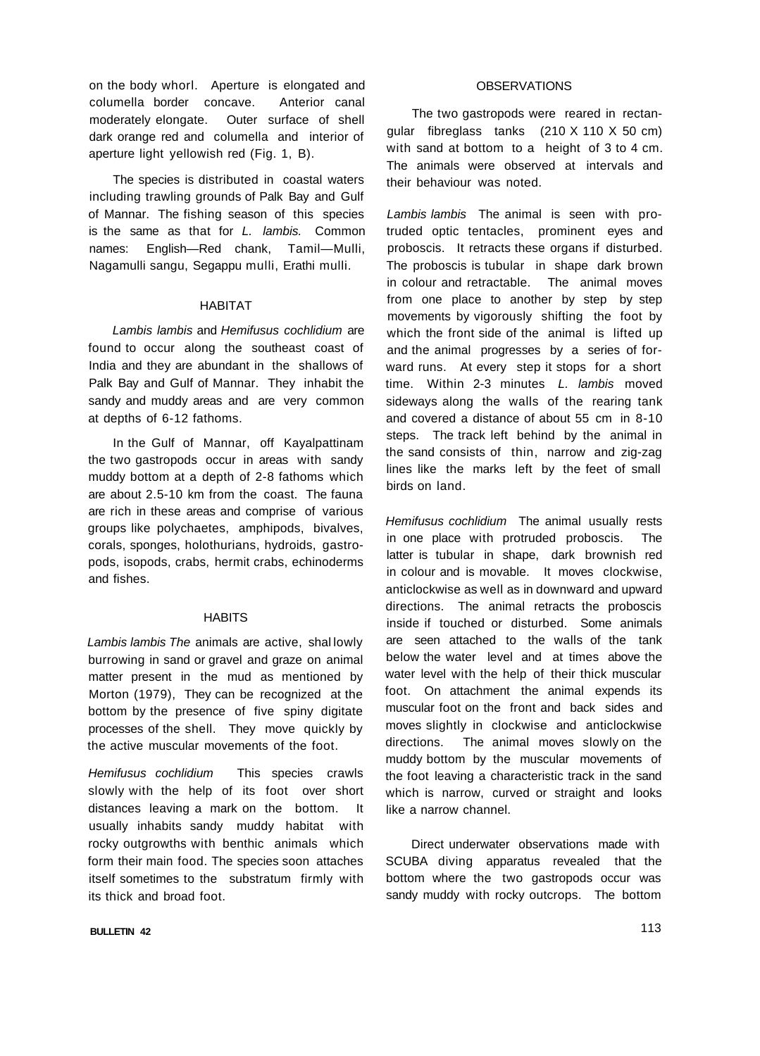on the body whorl. Aperture is elongated and columella border concave. Anterior canal moderately elongate. Outer surface of shell dark orange red and columella and interior of aperture light yellowish red (Fig. 1, B).

The species is distributed in coastal waters including trawling grounds of Palk Bay and Gulf of Mannar. The fishing season of this species is the same as that for *L. lambis.* Common names: English—Red chank, Tamil—Mulli, Nagamulli sangu, Segappu mulli, Erathi mulli.

## HABITAT

*Lambis lambis* and *Hemifusus cochlidium* are found to occur along the southeast coast of India and they are abundant in the shallows of Palk Bay and Gulf of Mannar. They inhabit the sandy and muddy areas and are very common at depths of 6-12 fathoms.

In the Gulf of Mannar, off Kayalpattinam the two gastropods occur in areas with sandy muddy bottom at a depth of 2-8 fathoms which are about 2.5-10 km from the coast. The fauna are rich in these areas and comprise of various groups like polychaetes, amphipods, bivalves, corals, sponges, holothurians, hydroids, gastropods, isopods, crabs, hermit crabs, echinoderms and fishes.

## HABITS

*Lambis lambis The* animals are active, shallowly burrowing in sand or gravel and graze on animal matter present in the mud as mentioned by Morton (1979), They can be recognized at the bottom by the presence of five spiny digitate processes of the shell. They move quickly by the active muscular movements of the foot.

*Hemifusus cochlidium* This species crawls slowly with the help of its foot over short distances leaving a mark on the bottom. It usually inhabits sandy muddy habitat with rocky outgrowths with benthic animals which form their main food. The species soon attaches itself sometimes to the substratum firmly with its thick and broad foot.

## OBSERVATIONS

The two gastropods were reared in rectangular fibreglass tanks (210 X 110 X 50 cm) with sand at bottom to a height of 3 to 4 cm. The animals were observed at intervals and their behaviour was noted.

*Lambis lambis* The animal is seen with protruded optic tentacles, prominent eyes and proboscis. It retracts these organs if disturbed. The proboscis is tubular in shape dark brown in colour and retractable. The animal moves from one place to another by step by step movements by vigorously shifting the foot by which the front side of the animal is lifted up and the animal progresses by a series of forward runs. At every step it stops for a short time. Within 2-3 minutes *L. lambis* moved sideways along the walls of the rearing tank and covered a distance of about 55 cm in 8-10 steps. The track left behind by the animal in the sand consists of thin, narrow and zig-zag lines like the marks left by the feet of small birds on land.

*Hemifusus cochlidium* The animal usually rests in one place with protruded proboscis. The latter is tubular in shape, dark brownish red in colour and is movable. It moves clockwise, anticlockwise as well as in downward and upward directions. The animal retracts the proboscis inside if touched or disturbed. Some animals are seen attached to the walls of the tank below the water level and at times above the water level with the help of their thick muscular foot. On attachment the animal expends its muscular foot on the front and back sides and moves slightly in clockwise and anticlockwise directions. The animal moves slowly on the muddy bottom by the muscular movements of the foot leaving a characteristic track in the sand which is narrow, curved or straight and looks like a narrow channel.

Direct underwater observations made with SCUBA diving apparatus revealed that the bottom where the two gastropods occur was sandy muddy with rocky outcrops. The bottom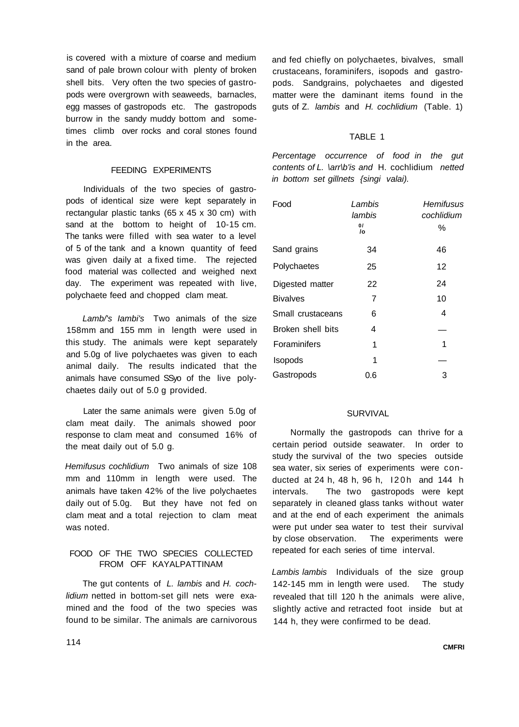is covered with a mixture of coarse and medium sand of pale brown colour with plenty of broken shell bits. Very often the two species of gastropods were overgrown with seaweeds, barnacles, egg masses of gastropods etc. The gastropods burrow in the sandy muddy bottom and sometimes climb over rocks and coral stones found in the area.

## FEEDING EXPERIMENTS

Individuals of the two species of gastropods of identical size were kept separately in rectangular plastic tanks (65 x 45 x 30 cm) with sand at the bottom to height of 10-15 cm. The tanks were filled with sea water to a level of 5 of the tank and a known quantity of feed was given daily at a fixed time. The rejected food material was collected and weighed next day. The experiment was repeated with live, polychaete feed and chopped clam meat.

*Lamb/'s Iambi's* Two animals of the size 158mm and 155 mm in length were used in this study. The animals were kept separately and 5.0g of live polychaetes was given to each animal daily. The results indicated that the animals have consumed SSyo of the live polychaetes daily out of 5.0 g provided.

Later the same animals were given 5.0g of clam meat daily. The animals showed poor response to clam meat and consumed 16% of the meat daily out of 5.0 g.

*Hemifusus cochlidium* Two animals of size 108 mm and 110mm in length were used. The animals have taken 42% of the live polychaetes daily out of 5.0g. But they have not fed on clam meat and a total rejection to clam meat was noted.

## FOOD OF THE TWO SPECIES COLLECTED FROM OFF KAYALPATTINAM

The gut contents of *L. lambis* and *H. cochlidium* netted in bottom-set gill nets were examined and the food of the two species was found to be similar. The animals are carnivorous and fed chiefly on polychaetes, bivalves, small crustaceans, foraminifers, isopods and gastropods. Sandgrains, polychaetes and digested matter were the daminant items found in the guts of Z. *lambis* and *H. cochlidium* (Table. 1)

TABLE 1

*Percentage occurrence of food in the gut contents of L. \arr\b'is and* H. cochlidium *netted in bottom set gillnets {singi valai).*

| Food | *Lambis lambis* % | *Hemifusus cochlidium* % |
|---|---|---|
| Sand grains | 34 | 46 |
| Polychaetes | 25 | 12 |
| Digested matter | 22 | 24 |
| Bivalves | 7 | 10 |
| Small crustaceans | 6 | 4 |
| Broken shell bits | 4 | — |
| Foraminifers | 1 | 1 |
| Isopods | 1 | — |
| Gastropods | 0.6 | 3 |

## SURVIVAL

Normally the gastropods can thrive for a certain period outside seawater. In order to study the survival of the two species outside sea water, six series of experiments were conducted at 24 h, 48 h, 96 h, 120h and 144 h intervals. The two gastropods were kept separately in cleaned glass tanks without water and at the end of each experiment the animals were put under sea water to test their survival by close observation. The experiments were repeated for each series of time interval.

*Lambis lambis* Individuals of the size group 142-145 mm in length were used. The study revealed that till 120 h the animals were alive, slightly active and retracted foot inside but at 144 h, they were confirmed to be dead.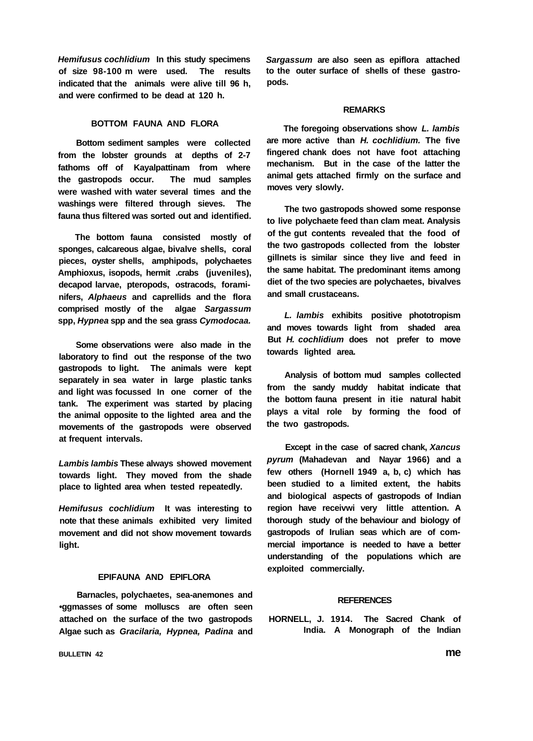*Hemifusus cochlidium* In this study specimens of size 98-100 m were used. The results indicated that the animals were alive till 96 h, and were confirmed to be dead at 120 h.

## BOTTOM FAUNA AND FLORA

Bottom sediment samples were collected from the lobster grounds at depths of 2-7 fathoms off of Kayalpattinam from where the gastropods occur. The mud samples were washed with water several times and the washings were filtered through sieves. The fauna thus filtered was sorted out and identified.

The bottom fauna consisted mostly of sponges, calcareous algae, bivalve shells, coral pieces, oyster shells, amphipods, polychaetes Amphioxus, isopods, hermit .crabs (juveniles), decapod larvae, pteropods, ostracods, foraminifers, *Alphaeus* and caprellids and the flora comprised mostly of the algae *Sargassum* spp, *Hypnea* spp and the sea grass *Cymodocaa.*

Some observations were also made in the laboratory to find out the response of the two gastropods to light. The animals were kept separately in sea water in large plastic tanks and light was focussed In one corner of the tank. The experiment was started by placing the animal opposite to the lighted area and the movements of the gastropods were observed at frequent intervals.

*Lambis lambis* These always showed movement towards light. They moved from the shade place to lighted area when tested repeatedly.

*Hemifusus cochlidium* It was interesting to note that these animals exhibited very limited movement and did not show movement towards light.

## EPIFAUNA AND EPIFLORA

Barnacles, polychaetes, sea-anemones and •ggmasses of some molluscs are often seen attached on the surface of the two gastropods Algae such as *Gracilaria, Hypnea, Padina* and *Sargassum* are also seen as epiflora attached to the outer surface of shells of these gastropods.

## REMARKS

The foregoing observations show *L. lambis* are more active than *H. cochlidium.* The five fingered chank does not have foot attaching mechanism. But in the case of the latter the animal gets attached firmly on the surface and moves very slowly.

The two gastropods showed some response to live polychaete feed than clam meat. Analysis of the gut contents revealed that the food of the two gastropods collected from the lobster gillnets is similar since they live and feed in the same habitat. The predominant items among diet of the two species are polychaetes, bivalves and small crustaceans.

*L. lambis* exhibits positive phototropism and moves towards light from shaded area But *H. cochlidium* does not prefer to move towards lighted area.

Analysis of bottom mud samples collected from the sandy muddy habitat indicate that the bottom fauna present in itie natural habit plays a vital role by forming the food of the two gastropods.

Except in the case of sacred chank, *Xancus pyrum* (Mahadevan and Nayar 1966) and a few others (Hornell 1949 a, b, c) which has been studied to a limited extent, the habits and biological aspects of gastropods of Indian region have receivwi very little attention. A thorough study of the behaviour and biology of gastropods of Irulian seas which are of commercial importance is needed to have a better understanding of the populations which are exploited commercially.

## REFERENCES

HORNELL, J. 1914. The Sacred Chank of India. A Monograph of the Indian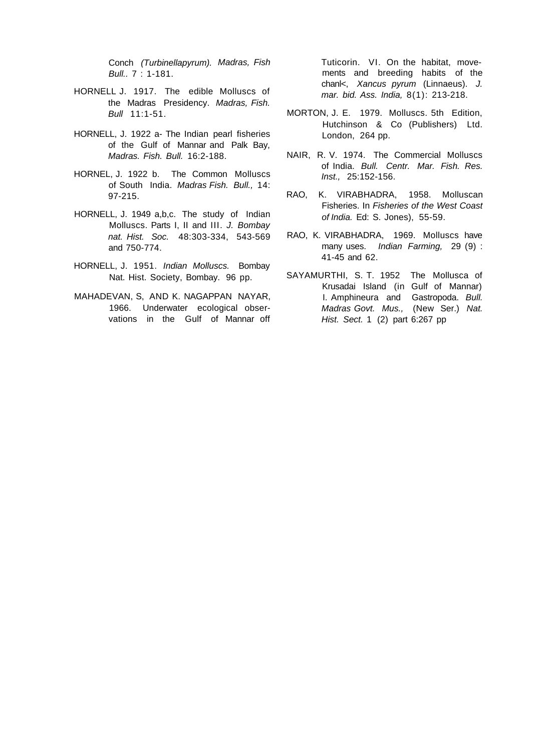Conch *(Turbinellapyrum). Madras, Fish Bull..* 7 : 1-181.

HORNELL J. 1917. The edible Molluscs of the Madras Presidency. *Madras, Fish. Bull* 11:1-51.

HORNELL, J. 1922 a- The Indian pearl fisheries of the Gulf of Mannar and Palk Bay, *Madras. Fish. Bull.* 16:2-188.

HORNEL, J. 1922 b. The Common Molluscs of South India. *Madras Fish. Bull.,* 14: 97-215.

HORNELL, J. 1949 a,b,c. The study of Indian Molluscs. Parts I, II and III. *J. Bombay nat. Hist. Soc.* 48:303-334, 543-569 and 750-774.

HORNELL, J. 1951. *Indian Molluscs.* Bombay Nat. Hist. Society, Bombay. 96 pp.

MAHADEVAN, S, AND K. NAGAPPAN NAYAR, 1966. Underwater ecological observations in the Gulf of Mannar off Tuticorin. VI. On the habitat, movements and breeding habits of the chanl<, *Xancus pyrum* (Linnaeus). *J. mar. bid. Ass. India,* 8(1): 213-218.

MORTON, J. E. 1979. Molluscs. 5th Edition, Hutchinson & Co (Publishers) Ltd. London, 264 pp.

NAIR, R. V. 1974. The Commercial Molluscs of India. *Bull. Centr. Mar. Fish. Res. Inst.,* 25:152-156.

RAO, K. VIRABHADRA, 1958. Molluscan Fisheries. In *Fisheries of the West Coast of India.* Ed: S. Jones), 55-59.

RAO, K. VIRABHADRA, 1969. Molluscs have many uses. *Indian Farming,* 29 (9) : 41-45 and 62.

SAYAMURTHI, S. T. 1952 The Mollusca of Krusadai Island (in Gulf of Mannar) I. Amphineura and Gastropoda. *Bull. Madras Govt. Mus.,* (New Ser.) *Nat. Hist. Sect.* 1 (2) part 6:267 pp